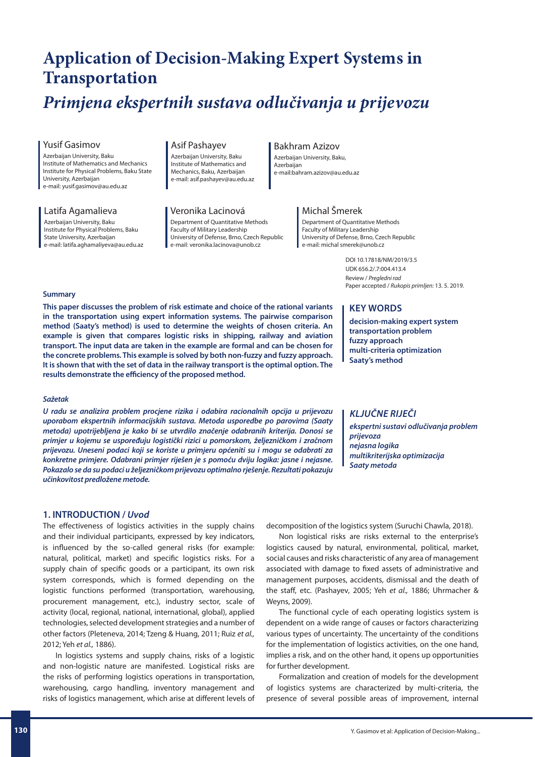# Application of Decision-Making Expert Systems in Transportation

# *Primjena ekspertnih sustava odlučivanja u prijevozu*

**Yusif Gasimov**
Azerbaijan University, Baku
Institute of Mathematics and Mechanics
Institute for Physical Problems, Baku State University, Azerbaijan
e-mail: yusif.gasimov@au.edu.az

**Asif Pashayev**
Azerbaijan University, Baku
Institute of Mathematics and Mechanics, Baku, Azerbaijan
e-mail: asif.pashayev@au.edu.az

**Bakhram Azizov**
Azerbaijan University, Baku, Azerbaijan
e-mail:bahram.azizov@au.edu.az

**Latifa Agamalieva**
Azerbaijan University, Baku
Institute for Physical Problems, Baku State University, Azerbaijan
e-mail: latifa.aghamaliyeva@au.edu.az

**Veronika Lacinová**
Department of Quantitative Methods
Faculty of Military Leadership
University of Defense, Brno, Czech Republic
e-mail: veronika.lacinova@unob.cz

**Michal Šmerek**
Department of Quantitative Methods
Faculty of Military Leadership
University of Defense, Brno, Czech Republic
e-mail: michal smerek@unob.cz

DOI 10.17818/NM/2019/3.5
UDK 656.2/.7:004.413.4
Review / *Pregledni rad*
Paper accepted / *Rukopis primljen:* 13. 5. 2019.

**Summary**

**This paper discusses the problem of risk estimate and choice of the rational variants in the transportation using expert information systems. The pairwise comparison method (Saaty's method) is used to determine the weights of chosen criteria. An example is given that compares logistic risks in shipping, railway and aviation transport. The input data are taken in the example are formal and can be chosen for the concrete problems. This example is solved by both non-fuzzy and fuzzy approach. It is shown that with the set of data in the railway transport is the optimal option. The results demonstrate the efficiency of the proposed method.**

**KEY WORDS**

**decision-making expert system**
**transportation problem**
**fuzzy approach**
**multi-criteria optimization**
**Saaty's method**

***Sažetak***

***U radu se analizira problem procjene rizika i odabira racionalnih opcija u prijevozu uporabom ekspertnih informacijskih sustava. Metoda usporedbe po parovima (Saaty metoda) upotrijebljena je kako bi se utvrdilo značenje odabranih kriterija. Donosi se primjer u kojemu se uspoređuju logistički rizici u pomorskom, željezničkom i zračnom prijevozu. Uneseni podaci koji se koriste u primjeru općeniti su i mogu se odabrati za konkretne primjere. Odabrani primjer riješen je s pomoću dviju logika: jasne i nejasne. Pokazalo se da su podaci u željezničkom prijevozu optimalno rješenje. Rezultati pokazuju učinkovitost predložene metode.***

***KLJUČNE RIJEČI***

***ekspertni sustavi odlučivanja problem prijevoza***
***nejasna logika***
***multikriterijska optimizacija***
***Saaty metoda***

## 1. INTRODUCTION / *Uvod*

The effectiveness of logistics activities in the supply chains and their individual participants, expressed by key indicators, is influenced by the so-called general risks (for example: natural, political, market) and specific logistics risks. For a supply chain of specific goods or a participant, its own risk system corresponds, which is formed depending on the logistic functions performed (transportation, warehousing, procurement management, etc.), industry sector, scale of activity (local, regional, national, international, global), applied technologies, selected development strategies and a number of other factors (Pleteneva, 2014; Tzeng & Huang, 2011; Ruiz *et al.,* 2012; Yeh *et al.,* 1886).

In logistics systems and supply chains, risks of a logistic and non-logistic nature are manifested. Logistical risks are the risks of performing logistics operations in transportation, warehousing, cargo handling, inventory management and risks of logistics management, which arise at different levels of decomposition of the logistics system (Suruchi Chawla, 2018).

Non logistical risks are risks external to the enterprise's logistics caused by natural, environmental, political, market, social causes and risks characteristic of any area of management associated with damage to fixed assets of administrative and management purposes, accidents, dismissal and the death of the staff, etc. (Pashayev, 2005; Yeh *et al.,* 1886; Uhrmacher & Weyns, 2009).

The functional cycle of each operating logistics system is dependent on a wide range of causes or factors characterizing various types of uncertainty. The uncertainty of the conditions for the implementation of logistics activities, on the one hand, implies a risk, and on the other hand, it opens up opportunities for further development.

Formalization and creation of models for the development of logistics systems are characterized by multi-criteria, the presence of several possible areas of improvement, internal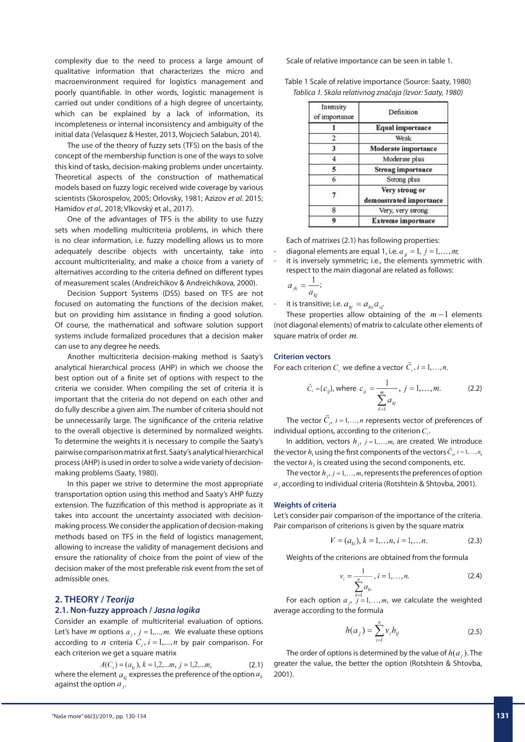complexity due to the need to process a large amount of qualitative information that characterizes the micro and macroenvironment required for logistics management and poorly quantifiable. In other words, logistic management is carried out under conditions of a high degree of uncertainty, which can be explained by a lack of information, its incompleteness or internal inconsistency and ambiguity of the initial data (Velasquez & Hester, 2013, Wojciech Sałabun, 2014).

The use of the theory of fuzzy sets (TFS) on the basis of the concept of the membership function is one of the ways to solve this kind of tasks, decision-making problems under uncertainty. Theoretical aspects of the construction of mathematical models based on fuzzy logic received wide coverage by various scientists (Skorospelov, 2005; Orlovsky, 1981; Azizov *et al.* 2015; Hamidov *et al.,* 2018; Vlkovský et al., 2017).

One of the advantages of TFS is the ability to use fuzzy sets when modelling multicriteria problems, in which there is no clear information, i.e. fuzzy modelling allows us to more adequately describe objects with uncertainty, take into account multicriteriality, and make a choice from a variety of alternatives according to the criteria defined on different types of measurement scales (Andreichikov & Andreichikova, 2000).

Decision Support Systems (DSS) based on TFS are not focused on automating the functions of the decision maker, but on providing him assistance in finding a good solution. Of course, the mathematical and software solution support systems include formalized procedures that a decision maker can use to any degree he needs.

Another multicriteria decision-making method is Saaty's analytical hierarchical process (AHP) in which we choose the best option out of a finite set of options with respect to the criteria we consider. When compiling the set of criteria it is important that the criteria do not depend on each other and do fully describe a given aim. The number of criteria should not be unnecessarily large. The significance of the criteria relative to the overall objective is determined by normalized weights. To determine the weights it is necessary to compile the Saaty's pairwise comparison matrix at first. Saaty's analytical hierarchical process (AHP) is used in order to solve a wide variety of decision-making problems (Saaty, 1980).

In this paper we strive to determine the most appropriate transportation option using this method and Saaty's AHP fuzzy extension. The fuzzification of this method is appropriate as it takes into account the uncertainty associated with decision-making process. We consider the application of decision-making methods based on TFS in the field of logistics management, allowing to increase the validity of management decisions and ensure the rationality of choice from the point of view of the decision maker of the most preferable risk event from the set of admissible ones.

## 2. THEORY / *Teorija*

### 2.1. Non-fuzzy approach / *Jasna logika*

Consider an example of multicriterial evaluation of options. Let's have $m$ options $a_j$, $j = 1,...,m$. We evaluate these options according to $n$ criteria $C_i$, $i = 1,...,n$ by pair comparison. For each criterion we get a square matrix

$$A(C_i) = (a_{kj}),\ k = 1,2,...m,\ j = 1,2,...m, \tag{2.1}$$

where the element $a_{kj}$ expresses the preference of the option $a_k$ against the option $a_j$.

Scale of relative importance can be seen in table 1.

Table 1 Scale of relative importance (Source: Saaty, 1980)
*Tablica 1. Skala relativnog značaja (Izvor: Saaty, 1980)*

| Intensity of importance | Definition |
|---|---|
| 1 | **Equal importance** |
| 2 | Weak |
| 3 | **Moderate importance** |
| 4 | Moderate plus |
| 5 | **Strong importance** |
| 6 | Strong plus |
| 7 | **Very strong or demonstrated importance** |
| 8 | Very, very strong |
| 9 | **Extreme importance** |

Each of matrixes (2.1) has following properties:

- diagonal elements are equal 1, i.e. $a_{jj} = 1,\ j = 1,\dots,m$;
- it is inversely symmetric; i.e., the elements symmetric with respect to the main diagonal are related as follows: $a_{jk} = \dfrac{1}{a_{kj}}$;
- it is transitive; i.e. $a_{kj} = a_{ko}a_{oj}$.

These properties allow obtaining of the $m-1$ elements (not diagonal elements) of matrix to calculate other elements of square matrix of order $m$.

**Criterion vectors**

For each criterion $C_i$ we define a vector $\vec{C}_i,\ i = 1,\dots,n$.

$$\vec{C}_i = (c_{ij}),\ \text{where}\ c_{ij} = \frac{1}{\sum_{k=1}^{m} a_{kj}},\ j = 1,\dots,m. \tag{2.2}$$

The vector $\vec{C}_i$, $i = 1,\dots,n$ represents vector of preferences of individual options, according to the criterion $C_i$.

In addition, vectors $h_j$, $j = 1,\dots,m$, are created. We introduce the vector $h_1$ using the first components of the vectors $\vec{C}_i$, $i = 1,\dots,n$, the vector $h_2$ is created using the second components, etc.

The vector $h_j$, $j = 1,\dots,m$, represents the preferences of option $a_j$ according to individual criteria (Rotshtein & Shtovba, 2001).

**Weights of criteria**

Let's consider pair comparison of the importance of the criteria. Pair comparison of criterions is given by the square matrix

$$V = (a_{ki}),\ k = 1,\dots n,\ i = 1,\dots n. \tag{2.3}$$

Weights of the criterions are obtained from the formula

$$v_i = \frac{1}{\sum_{k=1}^{n} a_{ki}},\ i = 1,\dots,n. \tag{2.4}$$

For each option $a_j$, $j = 1,\dots,m$, we calculate the weighted average according to the formula

$$h(a_j) = \sum_{i=1}^{n} v_i h_{ij} \tag{2.5}$$

The order of options is determined by the value of $h(a_j)$. The greater the value, the better the option (Rotshtein & Shtovba, 2001).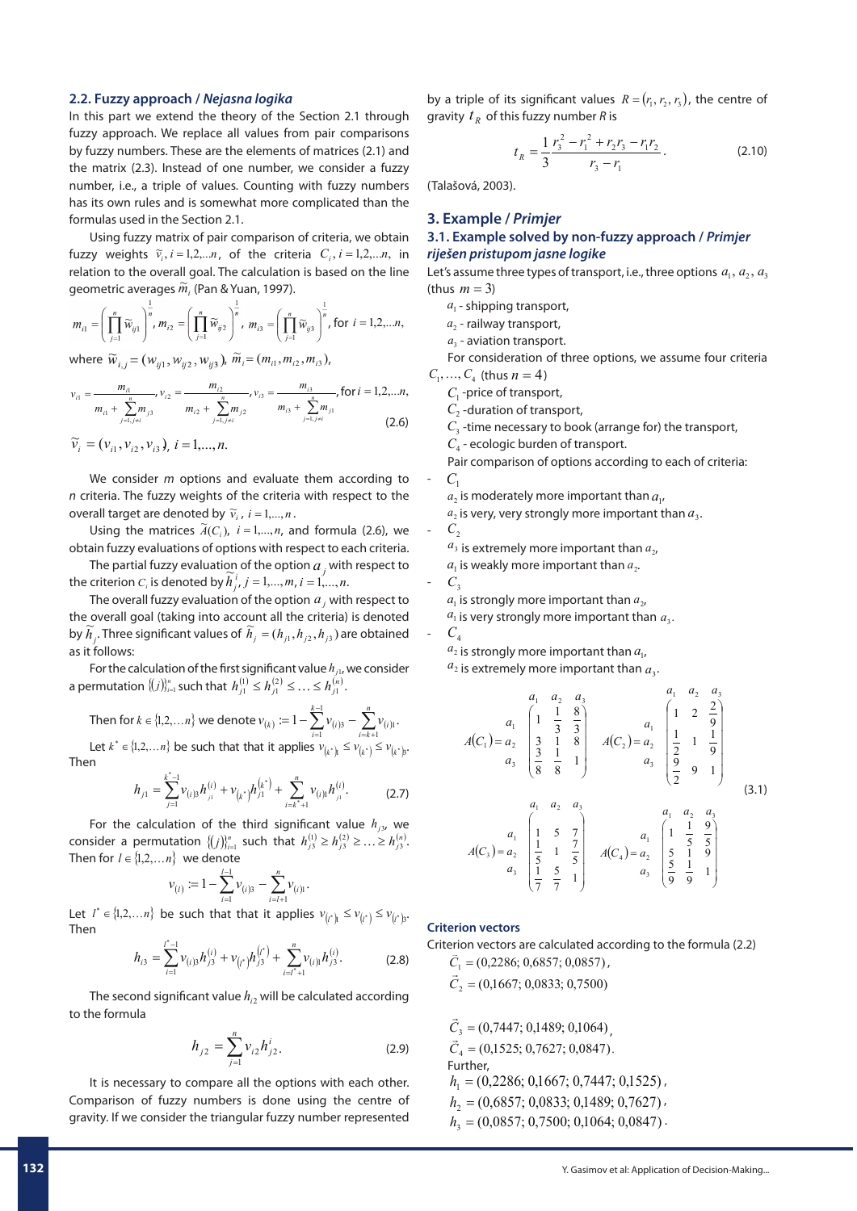### 2.2. Fuzzy approach / *Nejasna logika*

In this part we extend the theory of the Section 2.1 through fuzzy approach. We replace all values from pair comparisons by fuzzy numbers. These are the elements of matrices (2.1) and the matrix (2.3). Instead of one number, we consider a fuzzy number, i.e., a triple of values. Counting with fuzzy numbers has its own rules and is somewhat more complicated than the formulas used in the Section 2.1.

Using fuzzy matrix of pair comparison of criteria, we obtain fuzzy weights $\widetilde{v}_i, i=1,2,\ldots n$, of the criteria $C_i, i=1,2,\ldots n$, in relation to the overall goal. The calculation is based on the line geometric averages $\widetilde{m}_i$ (Pan & Yuan, 1997).

$$m_{i1}=\left(\prod_{j=1}^{n}\widetilde{w}_{ij1}\right)^{\frac{1}{n}},\ m_{i2}=\left(\prod_{j=1}^{n}\widetilde{w}_{ij2}\right)^{\frac{1}{n}},\ m_{i3}=\left(\prod_{j=1}^{n}\widetilde{w}_{ij3}\right)^{\frac{1}{n}},\ \text{for } i=1,2,\ldots n,$$

where $\widetilde{w}_{i,j}=(w_{ij1},w_{ij2},w_{ij3}),\ \widetilde{m}_i=(m_{i1},m_{i2},m_{i3}),$

$$v_{i1}=\frac{m_{i1}}{m_{i1}+\sum_{j=1,j\neq i}^{n}m_{j3}},\ v_{i2}=\frac{m_{i2}}{m_{i2}+\sum_{j=1,j\neq i}^{n}m_{j2}},\ v_{i3}=\frac{m_{i3}}{m_{i3}+\sum_{j=1,j\neq i}^{n}m_{j1}},\ \text{for } i=1,2,\ldots n,$$

$$\widetilde{v}_i=(v_{i1},v_{i2},v_{i3}),\ i=1,\ldots,n. \tag{2.6}$$

We consider *m* options and evaluate them according to *n* criteria. The fuzzy weights of the criteria with respect to the overall target are denoted by $\widetilde{v}_i,\ i=1,\ldots,n$.

Using the matrices $\widetilde{A}(C_i),\ i=1,\ldots,n$, and formula (2.6), we obtain fuzzy evaluations of options with respect to each criteria.

The partial fuzzy evaluation of the option $a_j$ with respect to the criterion $C_i$ is denoted by $\widetilde{h}_j^{\,i},\ j=1,\ldots,m, i=1,\ldots,n$.

The overall fuzzy evaluation of the option $a_j$ with respect to the overall goal (taking into account all the criteria) is denoted by $\widetilde{h}_j$. Three significant values of $\widetilde{h}_j=(h_{j1},h_{j2},h_{j3})$ are obtained as it follows:

For the calculation of the first significant value $h_{j1}$, we consider a permutation $\{(j)\}_{i=1}^{n}$ such that $h_{j1}^{(1)}\le h_{j1}^{(2)}\le\ldots\le h_{j1}^{(n)}$.

Then for $k\in\{1,2,\ldots n\}$ we denote $v_{(k)}:=1-\sum_{i=1}^{k-1}v_{(i)3}-\sum_{i=k+1}^{n}v_{(i)1}$.

Let $k^*\in\{1,2,\ldots n\}$ be such that that it applies $v_{(k^*)1}\le v_{(k^*)}\le v_{(k^*)3}$. Then

$$h_{j1}=\sum_{j=1}^{k^*-1}v_{(i)3}h_{j1}^{(i)}+v_{(k^*)}h_{j1}^{(k^*)}+\sum_{i=k^*+1}^{n}v_{(i)1}h_{j1}^{(i)}. \tag{2.7}$$

For the calculation of the third significant value $h_{j3}$, we consider a permutation $\{(j)\}_{i=1}^{n}$ such that $h_{j3}^{(1)}\ge h_{j3}^{(2)}\ge\ldots\ge h_{j3}^{(n)}$. Then for $l\in\{1,2,\ldots n\}$ we denote

$$v_{(l)}:=1-\sum_{i=1}^{l-1}v_{(i)3}-\sum_{i=l+1}^{n}v_{(i)1}.$$

Let $l^*\in\{1,2,\ldots n\}$ be such that that it applies $v_{(l^*)1}\le v_{(l^*)}\le v_{(l^*)3}$. Then

$$h_{i3}=\sum_{i=1}^{l^*-1}v_{(i)3}h_{j3}^{(i)}+v_{(l^*)}h_{j3}^{(l^*)}+\sum_{i=l^*+1}^{n}v_{(i)1}h_{j3}^{(i)}. \tag{2.8}$$

The second significant value $h_{i2}$ will be calculated according to the formula

$$h_{j2}=\sum_{j=1}^{n}v_{i2}h_{j2}^{i}. \tag{2.9}$$

It is necessary to compare all the options with each other. Comparison of fuzzy numbers is done using the centre of gravity. If we consider the triangular fuzzy number represented by a triple of its significant values $R=(r_1,r_2,r_3)$, the centre of gravity $t_R$ of this fuzzy number *R* is

$$t_R=\frac{1}{3}\frac{r_3^2-r_1^2+r_2r_3-r_1r_2}{r_3-r_1}. \tag{2.10}$$

(Talašová, 2003).

## 3. Example / *Primjer*

### 3.1. Example solved by non-fuzzy approach / *Primjer riješen pristupom jasne logike*

Let's assume three types of transport, i.e., three options $a_1, a_2, a_3$ (thus $m=3$)

$a_1$ - shipping transport,
$a_2$ - railway transport,
$a_3$ - aviation transport.

For consideration of three options, we assume four criteria $C_1,\ldots,C_4$ (thus $n=4$)

$C_1$ -price of transport,
$C_2$ -duration of transport,
$C_3$ -time necessary to book (arrange for) the transport,
$C_4$ - ecologic burden of transport.

Pair comparison of options according to each of criteria:

- $C_1$
  $a_2$ is moderately more important than $a_1$,
  $a_2$ is very, very strongly more important than $a_3$.
- $C_2$
  $a_3$ is extremely more important than $a_2$,
  $a_1$ is weakly more important than $a_2$.
- $C_3$
  $a_1$ is strongly more important than $a_2$,
  $a_1$ is very strongly more important than $a_3$.
- $C_4$
  $a_2$ is strongly more important than $a_1$,
  $a_2$ is extremely more important than $a_3$.

$$A(C_1)=\begin{matrix} & a_1 & a_2 & a_3\\ a_1 & 1 & \frac{1}{3} & \frac{8}{3}\\ a_2 & \frac{3}{3} & 1 & 8\\ a_3 & \frac{3}{8} & \frac{1}{8} & 1\end{matrix}\qquad A(C_2)=\begin{matrix} & a_1 & a_2 & a_3\\ a_1 & 1 & 2 & \frac{2}{9}\\ a_2 & \frac{1}{2} & 1 & \frac{1}{9}\\ a_3 & \frac{9}{2} & 9 & 1\end{matrix}$$

$$A(C_3)=\begin{matrix} & a_1 & a_2 & a_3\\ a_1 & 1 & 5 & 7\\ a_2 & \frac{1}{5} & 1 & \frac{7}{5}\\ a_3 & \frac{1}{7} & \frac{5}{7} & 1\end{matrix}\qquad A(C_4)=\begin{matrix} & a_1 & a_2 & a_3\\ a_1 & 1 & \frac{1}{5} & \frac{9}{5}\\ a_2 & 5 & 1 & 9\\ a_3 & \frac{5}{9} & \frac{1}{9} & 1\end{matrix} \tag{3.1}$$

**Criterion vectors**

Criterion vectors are calculated according to the formula (2.2)

$\vec{C}_1=(0{,}2286;\ 0{,}6857;\ 0{,}0857)$,
$\vec{C}_2=(0{,}1667;\ 0{,}0833;\ 0{,}7500)$

$\vec{C}_3=(0{,}7447;\ 0{,}1489;\ 0{,}1064)$,
$\vec{C}_4=(0{,}1525;\ 0{,}7627;\ 0{,}0847)$.

Further,

$h_1=(0{,}2286;\ 0{,}1667;\ 0{,}7447;\ 0{,}1525)$,
$h_2=(0{,}6857;\ 0{,}0833;\ 0{,}1489;\ 0{,}7627)$,
$h_3=(0{,}0857;\ 0{,}7500;\ 0{,}1064;\ 0{,}0847)$.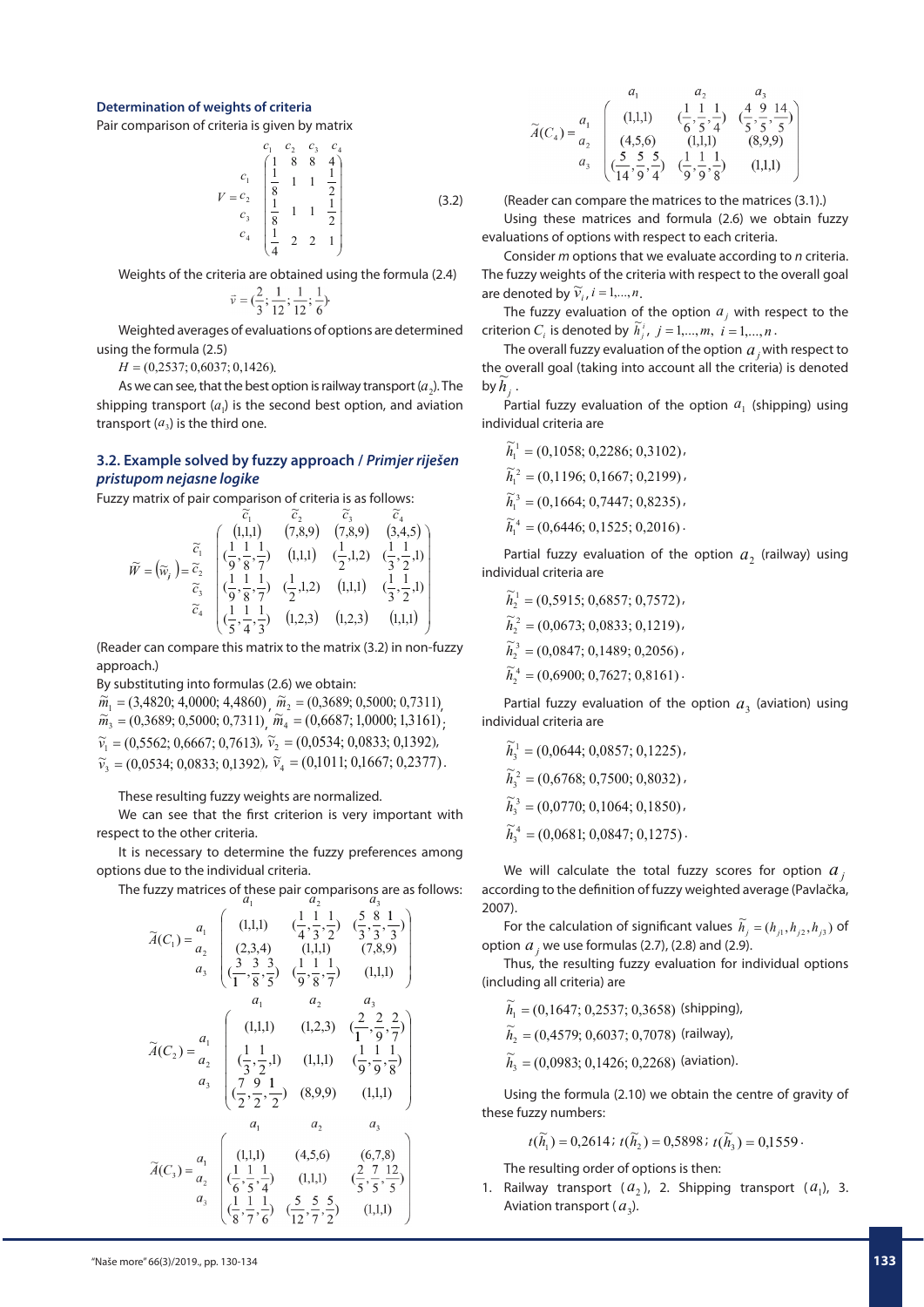### Determination of weights of criteria

Pair comparison of criteria is given by matrix

$$V = \begin{matrix} c_1 \\ c_2 \\ c_3 \\ c_4 \end{matrix} \overset{\begin{matrix} c_1 & c_2 & c_3 & c_4 \end{matrix}}{\begin{pmatrix} 1 & 8 & 8 & 4 \\ \frac{1}{8} & 1 & 1 & \frac{1}{2} \\ \frac{1}{8} & 1 & 1 & \frac{1}{2} \\ \frac{1}{4} & 2 & 2 & 1 \end{pmatrix}} \tag{3.2}$$

Weights of the criteria are obtained using the formula (2.4)

$$\vec{v} = (\frac{2}{3}; \frac{1}{12}; \frac{1}{12}; \frac{1}{6}).$$

Weighted averages of evaluations of options are determined using the formula (2.5)

$H = (0{,}2537; 0{,}6037; 0{,}1426)$.

As we can see, that the best option is railway transport ($a_2$). The shipping transport ($a_1$) is the second best option, and aviation transport ($a_3$) is the third one.

## 3.2. Example solved by fuzzy approach / *Primjer riješen pristupom nejasne logike*

Fuzzy matrix of pair comparison of criteria is as follows:

$$\widetilde{W} = (\widetilde{w}_{ij}) = \begin{matrix} \widetilde{c}_1 \\ \widetilde{c}_2 \\ \widetilde{c}_3 \\ \widetilde{c}_4 \end{matrix} \overset{\begin{matrix} \widetilde{c}_1 & \widetilde{c}_2 & \widetilde{c}_3 & \widetilde{c}_4 \end{matrix}}{\begin{pmatrix} (1{,}1{,}1) & (7{,}8{,}9) & (7{,}8{,}9) & (3{,}4{,}5) \\ (\frac{1}{9},\frac{1}{8},\frac{1}{7}) & (1{,}1{,}1) & (\frac{1}{2},1{,}2) & (\frac{1}{3},\frac{1}{2},1) \\ (\frac{1}{9},\frac{1}{8},\frac{1}{7}) & (\frac{1}{2},1{,}2) & (1{,}1{,}1) & (\frac{1}{3},\frac{1}{2},1) \\ (\frac{1}{5},\frac{1}{4},\frac{1}{3}) & (1{,}2{,}3) & (1{,}2{,}3) & (1{,}1{,}1) \end{pmatrix}}$$

(Reader can compare this matrix to the matrix (3.2) in non-fuzzy approach.)

By substituting into formulas (2.6) we obtain:

$\widetilde{m}_1 = (3{,}4820; 4{,}0000; 4{,}4860)$, $\widetilde{m}_2 = (0{,}3689; 0{,}5000; 0{,}7311)$,
$\widetilde{m}_3 = (0{,}3689; 0{,}5000; 0{,}7311)$, $\widetilde{m}_4 = (0{,}6687; 1{,}0000; 1{,}3161)$;
$\widetilde{v}_1 = (0{,}5562; 0{,}6667; 0{,}7613)$, $\widetilde{v}_2 = (0{,}0534; 0{,}0833; 0{,}1392)$,
$\widetilde{v}_3 = (0{,}0534; 0{,}0833; 0{,}1392)$, $\widetilde{v}_4 = (0{,}1011; 0{,}1667; 0{,}2377)$.

These resulting fuzzy weights are normalized.

We can see that the first criterion is very important with respect to the other criteria.

It is necessary to determine the fuzzy preferences among options due to the individual criteria.

The fuzzy matrices of these pair comparisons are as follows:

$$\widetilde{A}(C_1) = \begin{matrix} a_1 \\ a_2 \\ a_3 \end{matrix} \overset{\begin{matrix} a_1 & a_2 & a_3 \end{matrix}}{\begin{pmatrix} (1{,}1{,}1) & (\frac{1}{4},\frac{1}{3},\frac{1}{2}) & (\frac{5}{3},\frac{8}{3},\frac{1}{3}) \\ (2{,}3{,}4) & (1{,}1{,}1) & (7{,}8{,}9) \\ (\frac{3}{1},\frac{3}{8},\frac{3}{5}) & (\frac{1}{9},\frac{1}{8},\frac{1}{7}) & (1{,}1{,}1) \end{pmatrix}}$$

$$\widetilde{A}(C_2) = \begin{matrix} a_1 \\ a_2 \\ a_3 \end{matrix} \overset{\begin{matrix} a_1 & a_2 & a_3 \end{matrix}}{\begin{pmatrix} (1{,}1{,}1) & (1{,}2{,}3) & (\frac{2}{1},\frac{2}{9},\frac{2}{7}) \\ (\frac{1}{3},\frac{1}{2},1) & (1{,}1{,}1) & (\frac{1}{9},\frac{1}{9},\frac{1}{8}) \\ (\frac{7}{2},\frac{9}{2},\frac{1}{2}) & (8{,}9{,}9) & (1{,}1{,}1) \end{pmatrix}}$$

$$\widetilde{A}(C_3) = \begin{matrix} a_1 \\ a_2 \\ a_3 \end{matrix} \overset{\begin{matrix} a_1 & a_2 & a_3 \end{matrix}}{\begin{pmatrix} (1{,}1{,}1) & (4{,}5{,}6) & (6{,}7{,}8) \\ (\frac{1}{6},\frac{1}{5},\frac{1}{4}) & (1{,}1{,}1) & (\frac{2}{5},\frac{7}{5},\frac{12}{5}) \\ (\frac{1}{8},\frac{1}{7},\frac{1}{6}) & (\frac{5}{12},\frac{5}{7},\frac{5}{2}) & (1{,}1{,}1) \end{pmatrix}}$$

$$\widetilde{A}(C_4) = \begin{matrix} a_1 \\ a_2 \\ a_3 \end{matrix} \overset{\begin{matrix} a_1 & a_2 & a_3 \end{matrix}}{\begin{pmatrix} (1{,}1{,}1) & (\frac{1}{6},\frac{1}{5},\frac{1}{4}) & (\frac{4}{5},\frac{9}{5},\frac{14}{5}) \\ (4{,}5{,}6) & (1{,}1{,}1) & (8{,}9{,}9) \\ (\frac{5}{14},\frac{5}{9},\frac{5}{4}) & (\frac{1}{9},\frac{1}{9},\frac{1}{8}) & (1{,}1{,}1) \end{pmatrix}}$$

(Reader can compare the matrices to the matrices (3.1).)

Using these matrices and formula (2.6) we obtain fuzzy evaluations of options with respect to each criteria.

Consider $m$ options that we evaluate according to $n$ criteria. The fuzzy weights of the criteria with respect to the overall goal are denoted by $\widetilde{v}_i, i = 1,...,n$.

The fuzzy evaluation of the option $a_j$ with respect to the criterion $C_i$ is denoted by $\widetilde{h}_j^i,\ j = 1,...,m,\ i = 1,...,n$.

The overall fuzzy evaluation of the option $a_j$ with respect to the overall goal (taking into account all the criteria) is denoted by $\widetilde{h}_j$.

Partial fuzzy evaluation of the option $a_1$ (shipping) using individual criteria are

$\widetilde{h}_1^1 = (0{,}1058; 0{,}2286; 0{,}3102)$,
$\widetilde{h}_1^2 = (0{,}1196; 0{,}1667; 0{,}2199)$,
$\widetilde{h}_1^3 = (0{,}1664; 0{,}7447; 0{,}8235)$,
$\widetilde{h}_1^4 = (0{,}6446; 0{,}1525; 0{,}2016)$.

Partial fuzzy evaluation of the option $a_2$ (railway) using individual criteria are

$\widetilde{h}_2^1 = (0{,}5915; 0{,}6857; 0{,}7572)$,
$\widetilde{h}_2^2 = (0{,}0673; 0{,}0833; 0{,}1219)$,
$\widetilde{h}_2^3 = (0{,}0847; 0{,}1489; 0{,}2056)$,
$\widetilde{h}_2^4 = (0{,}6900; 0{,}7627; 0{,}8161)$.

Partial fuzzy evaluation of the option $a_3$ (aviation) using individual criteria are

$\widetilde{h}_3^1 = (0{,}0644; 0{,}0857; 0{,}1225)$,
$\widetilde{h}_3^2 = (0{,}6768; 0{,}7500; 0{,}8032)$,
$\widetilde{h}_3^3 = (0{,}0770; 0{,}1064; 0{,}1850)$,
$\widetilde{h}_3^4 = (0{,}0681; 0{,}0847; 0{,}1275)$.

We will calculate the total fuzzy scores for option $a_j$ according to the definition of fuzzy weighted average (Pavlačka, 2007).

For the calculation of significant values $\widetilde{h}_j = (h_{j1}, h_{j2}, h_{j3})$ of option $a_j$ we use formulas (2.7), (2.8) and (2.9).

Thus, the resulting fuzzy evaluation for individual options (including all criteria) are

$\widetilde{h}_1 = (0{,}1647; 0{,}2537; 0{,}3658)$ (shipping),
$\widetilde{h}_2 = (0{,}4579; 0{,}6037; 0{,}7078)$ (railway),
$\widetilde{h}_3 = (0{,}0983; 0{,}1426; 0{,}2268)$ (aviation).

Using the formula (2.10) we obtain the centre of gravity of these fuzzy numbers:

$$t(\widetilde{h}_1) = 0{,}2614;\ t(\widetilde{h}_2) = 0{,}5898;\ t(\widetilde{h}_3) = 0{,}1559.$$

The resulting order of options is then:

1. Railway transport ($a_2$), 2. Shipping transport ($a_1$), 3. Aviation transport ($a_3$).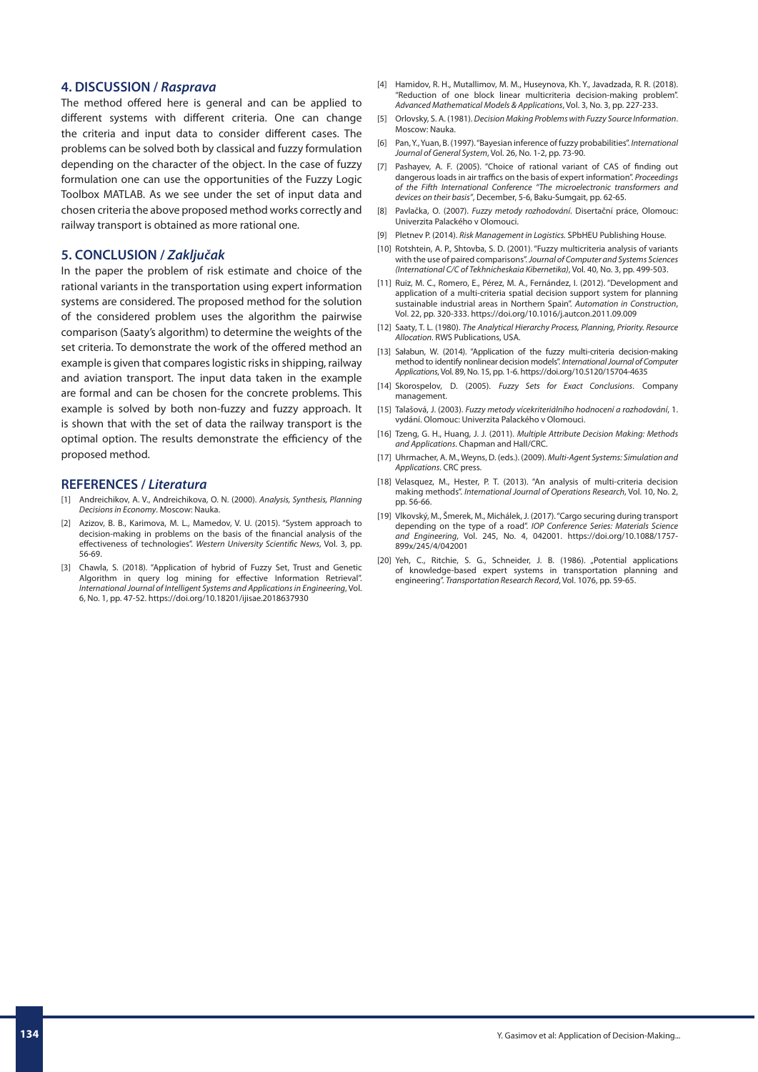## 4. DISCUSSION / *Rasprava*

The method offered here is general and can be applied to different systems with different criteria. One can change the criteria and input data to consider different cases. The problems can be solved both by classical and fuzzy formulation depending on the character of the object. In the case of fuzzy formulation one can use the opportunities of the Fuzzy Logic Toolbox MATLAB. As we see under the set of input data and chosen criteria the above proposed method works correctly and railway transport is obtained as more rational one.

## 5. CONCLUSION / *Zaključak*

In the paper the problem of risk estimate and choice of the rational variants in the transportation using expert information systems are considered. The proposed method for the solution of the considered problem uses the algorithm the pairwise comparison (Saaty's algorithm) to determine the weights of the set criteria. To demonstrate the work of the offered method an example is given that compares logistic risks in shipping, railway and aviation transport. The input data taken in the example are formal and can be chosen for the concrete problems. This example is solved by both non-fuzzy and fuzzy approach. It is shown that with the set of data the railway transport is the optimal option. The results demonstrate the efficiency of the proposed method.

## REFERENCES / *Literatura*

[1] Andreichikov, A. V., Andreichikova, O. N. (2000). *Analysis, Synthesis, Planning Decisions in Economy*. Moscow: Nauka.

[2] Azizov, B. B., Karimova, M. L., Mamedov, V. U. (2015). "System approach to decision-making in problems on the basis of the financial analysis of the effectiveness of technologies". *Western University Scientific News*, Vol. 3, pp. 56-69.

[3] Chawla, S. (2018). "Application of hybrid of Fuzzy Set, Trust and Genetic Algorithm in query log mining for effective Information Retrieval". *International Journal of Intelligent Systems and Applications in Engineering*, Vol. 6, No. 1, pp. 47-52. https://doi.org/10.18201/ijisae.2018637930

[4] Hamidov, R. H., Mutallimov, M. M., Huseynova, Kh. Y., Javadzada, R. R. (2018). "Reduction of one block linear multicriteria decision-making problem". *Advanced Mathematical Models & Applications*, Vol. 3, No. 3, pp. 227-233.

[5] Orlovsky, S. A. (1981). *Decision Making Problems with Fuzzy Source Information*. Moscow: Nauka.

[6] Pan, Y., Yuan, B. (1997). "Bayesian inference of fuzzy probabilities". *International Journal of General System*, Vol. 26, No. 1-2, pp. 73-90.

[7] Pashayev, A. F. (2005). "Choice of rational variant of CAS of finding out dangerous loads in air traffics on the basis of expert information". *Proceedings of the Fifth International Conference "The microelectronic transformers and devices on their basis"*, December, 5-6, Baku-Sumgait, pp. 62-65.

[8] Pavlačka, O. (2007). *Fuzzy metody rozhodování*. Disertační práce, Olomouc: Univerzita Palackého v Olomouci.

[9] Pletnev P. (2014). *Risk Management in Logistics.* SPbHEU Publishing House.

[10] Rotshtein, A. P., Shtovba, S. D. (2001). "Fuzzy multicriteria analysis of variants with the use of paired comparisons". *Journal of Computer and Systems Sciences (International C/C of Tekhnicheskaia Kibernetika)*, Vol. 40, No. 3, pp. 499-503.

[11] Ruiz, M. C., Romero, E., Pérez, M. A., Fernández, I. (2012). "Development and application of a multi-criteria spatial decision support system for planning sustainable industrial areas in Northern Spain". *Automation in Construction*, Vol. 22, pp. 320-333. https://doi.org/10.1016/j.autcon.2011.09.009

[12] Saaty, T. L. (1980). *The Analytical Hierarchy Process, Planning, Priority. Resource Allocation*. RWS Publications, USA.

[13] Sałabun, W. (2014). "Application of the fuzzy multi-criteria decision-making method to identify nonlinear decision models". *International Journal of Computer Applications*, Vol. 89, No. 15, pp. 1-6. https://doi.org/10.5120/15704-4635

[14] Skorospelov, D. (2005). *Fuzzy Sets for Exact Conclusions*. Company management.

[15] Talašová, J. (2003). *Fuzzy metody vícekriteriálního hodnocení a rozhodování*, 1. vydání. Olomouc: Univerzita Palackého v Olomouci.

[16] Tzeng, G. H., Huang, J. J. (2011). *Multiple Attribute Decision Making: Methods and Applications*. Chapman and Hall/CRC.

[17] Uhrmacher, A. M., Weyns, D. (eds.). (2009). *Multi-Agent Systems: Simulation and Applications*. CRC press.

[18] Velasquez, M., Hester, P. T. (2013). "An analysis of multi-criteria decision making methods". *International Journal of Operations Research*, Vol. 10, No. 2, pp. 56-66.

[19] Vlkovský, M., Šmerek, M., Michálek, J. (2017). "Cargo securing during transport depending on the type of a road". *IOP Conference Series: Materials Science and Engineering*, Vol. 245, No. 4, 042001. https://doi.org/10.1088/1757-899x/245/4/042001

[20] Yeh, C., Ritchie, S. G., Schneider, J. B. (1986). „Potential applications of knowledge-based expert systems in transportation planning and engineering". *Transportation Research Record*, Vol. 1076, pp. 59-65.